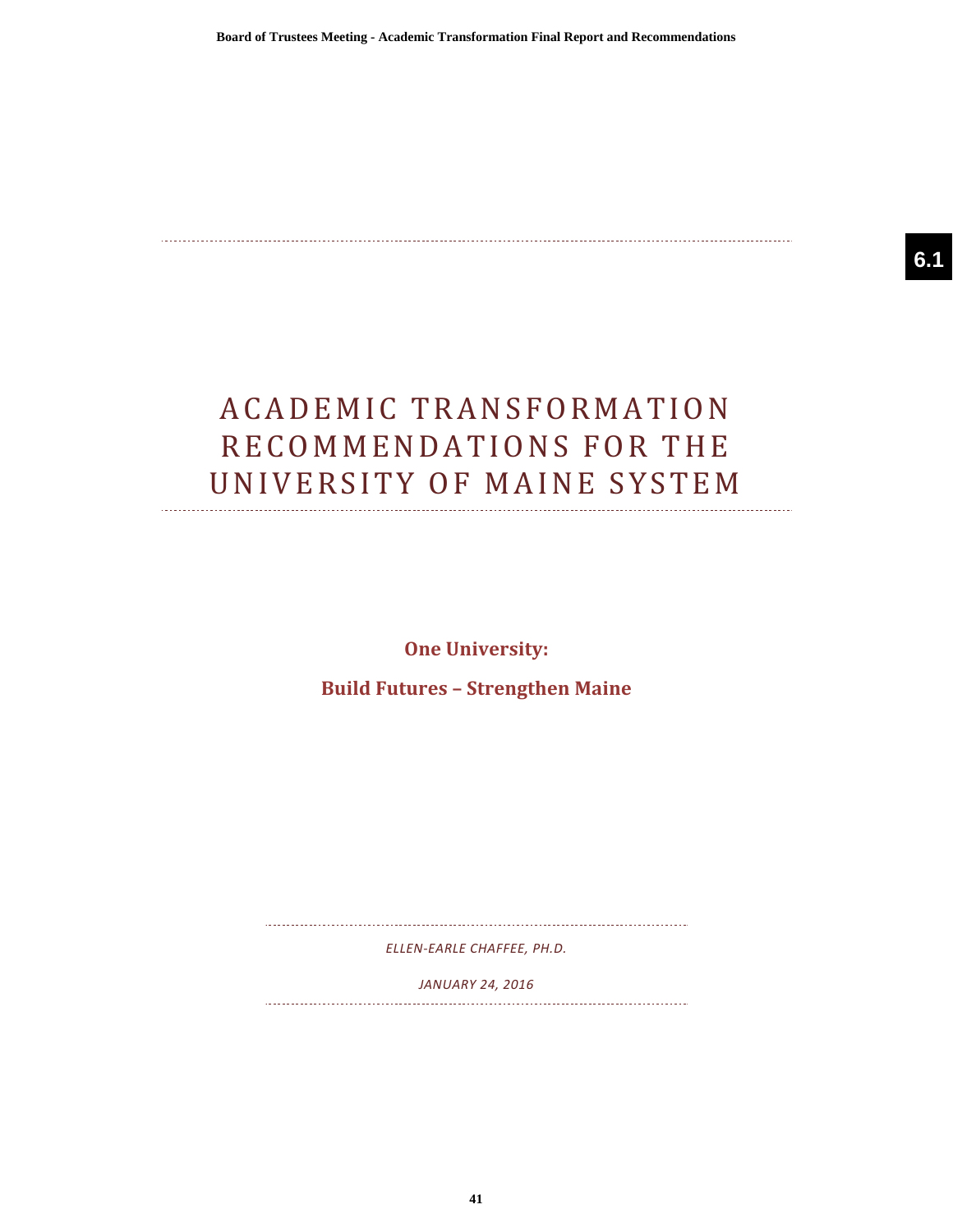# ACADEMIC TRANSFORMATION RECOMMENDATIONS FOR THE UNIVERSITY OF MAINE SYSTEM

**One University:**

**Build Futures – Strengthen Maine**

*ELLEN-EARLE CHAFFEE, PH.D.*

*JANUARY 24, 2016*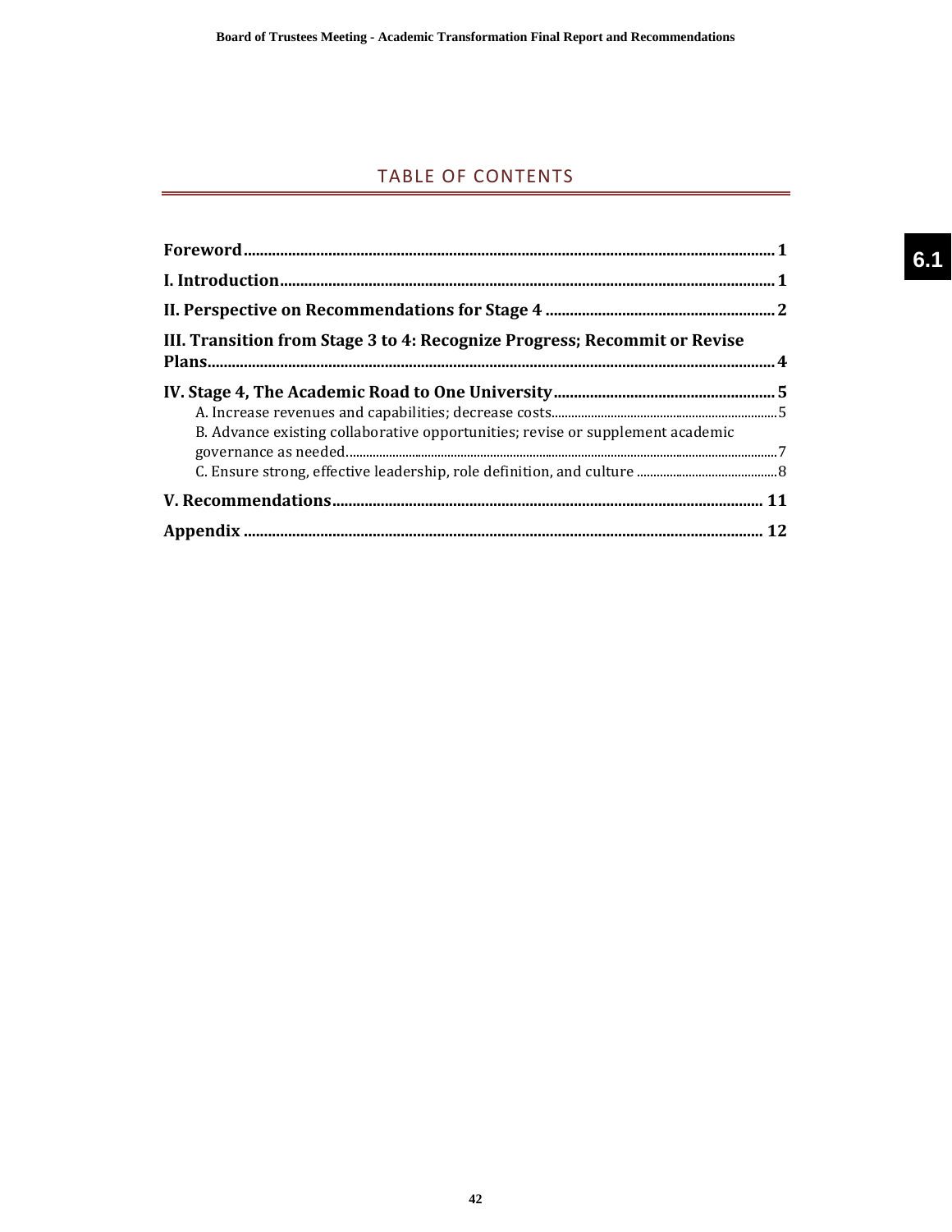## TABLE OF CONTENTS

**Foreword** ........................................................................................................................ 1

**I. Introduction** ................................................................................................................. 1

**II. Perspective on Recommendations for Stage 4** ........................................................ 2

**III. Transition from Stage 3 to 4: Recognize Progress; Recommit or Revise Plans** ........................................................................................................................ 4

**IV. Stage 4, The Academic Road to One University** ...................................................... 5

- A. Increase revenues and capabilities; decrease costs .......................................................... 5
- B. Advance existing collaborative opportunities; revise or supplement academic governance as needed ........................................................................................................ 7
- C. Ensure strong, effective leadership, role definition, and culture ........................................ 8

**V. Recommendations** ....................................................................................................... 11

**Appendix** ....................................................................................................................... 12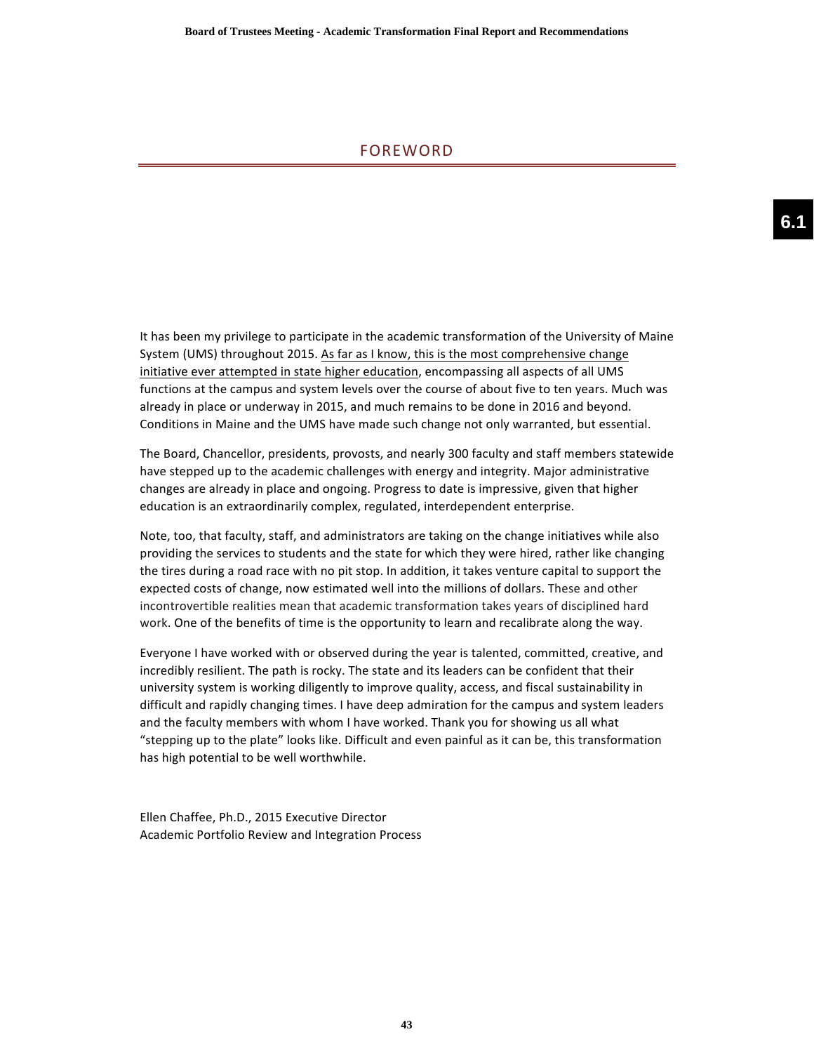# FOREWORD

It has been my privilege to participate in the academic transformation of the University of Maine System (UMS) throughout 2015. <u>As far as I know, this is the most comprehensive change initiative ever attempted in state higher education</u>, encompassing all aspects of all UMS functions at the campus and system levels over the course of about five to ten years. Much was already in place or underway in 2015, and much remains to be done in 2016 and beyond. Conditions in Maine and the UMS have made such change not only warranted, but essential.

The Board, Chancellor, presidents, provosts, and nearly 300 faculty and staff members statewide have stepped up to the academic challenges with energy and integrity. Major administrative changes are already in place and ongoing. Progress to date is impressive, given that higher education is an extraordinarily complex, regulated, interdependent enterprise.

Note, too, that faculty, staff, and administrators are taking on the change initiatives while also providing the services to students and the state for which they were hired, rather like changing the tires during a road race with no pit stop. In addition, it takes venture capital to support the expected costs of change, now estimated well into the millions of dollars. These and other incontrovertible realities mean that academic transformation takes years of disciplined hard work. One of the benefits of time is the opportunity to learn and recalibrate along the way.

Everyone I have worked with or observed during the year is talented, committed, creative, and incredibly resilient. The path is rocky. The state and its leaders can be confident that their university system is working diligently to improve quality, access, and fiscal sustainability in difficult and rapidly changing times. I have deep admiration for the campus and system leaders and the faculty members with whom I have worked. Thank you for showing us all what "stepping up to the plate" looks like. Difficult and even painful as it can be, this transformation has high potential to be well worthwhile.

Ellen Chaffee, Ph.D., 2015 Executive Director
Academic Portfolio Review and Integration Process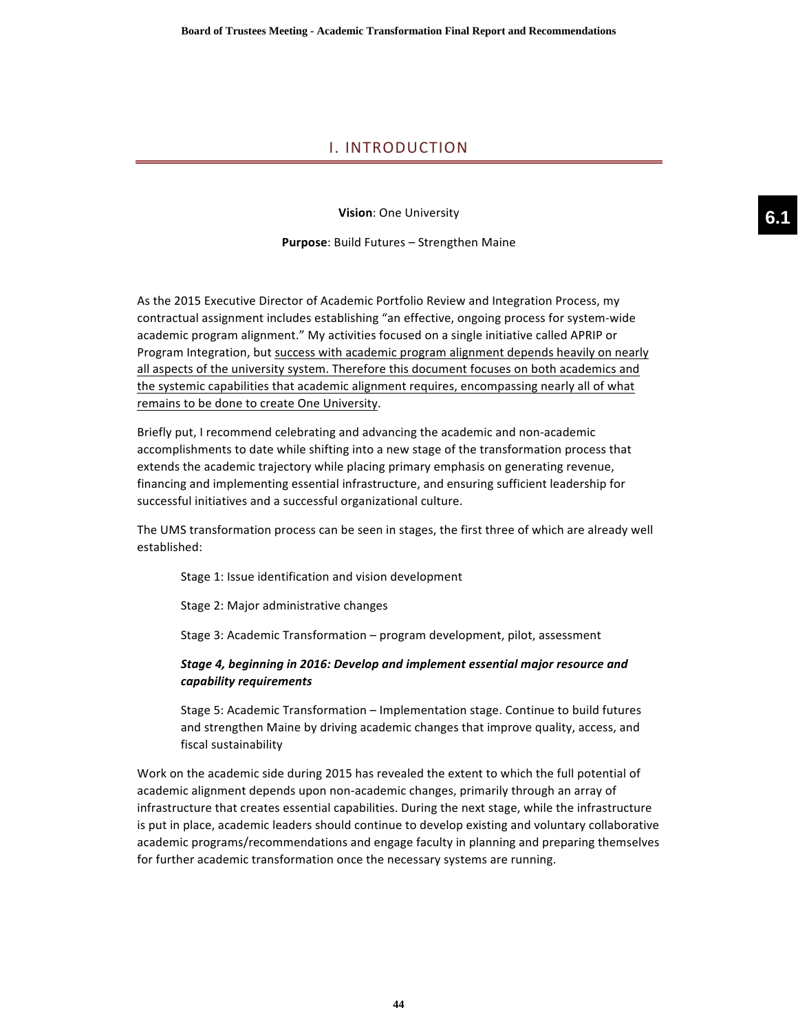# I. INTRODUCTION

**Vision**: One University

**Purpose**: Build Futures – Strengthen Maine

As the 2015 Executive Director of Academic Portfolio Review and Integration Process, my contractual assignment includes establishing "an effective, ongoing process for system-wide academic program alignment." My activities focused on a single initiative called APRIP or Program Integration, but <u>success with academic program alignment depends heavily on nearly all aspects of the university system. Therefore this document focuses on both academics and the systemic capabilities that academic alignment requires, encompassing nearly all of what remains to be done to create One University</u>.

Briefly put, I recommend celebrating and advancing the academic and non-academic accomplishments to date while shifting into a new stage of the transformation process that extends the academic trajectory while placing primary emphasis on generating revenue, financing and implementing essential infrastructure, and ensuring sufficient leadership for successful initiatives and a successful organizational culture.

The UMS transformation process can be seen in stages, the first three of which are already well established:

> Stage 1: Issue identification and vision development
>
> Stage 2: Major administrative changes
>
> Stage 3: Academic Transformation – program development, pilot, assessment
>
> ***Stage 4, beginning in 2016: Develop and implement essential major resource and capability requirements***
>
> Stage 5: Academic Transformation – Implementation stage. Continue to build futures and strengthen Maine by driving academic changes that improve quality, access, and fiscal sustainability

Work on the academic side during 2015 has revealed the extent to which the full potential of academic alignment depends upon non-academic changes, primarily through an array of infrastructure that creates essential capabilities. During the next stage, while the infrastructure is put in place, academic leaders should continue to develop existing and voluntary collaborative academic programs/recommendations and engage faculty in planning and preparing themselves for further academic transformation once the necessary systems are running.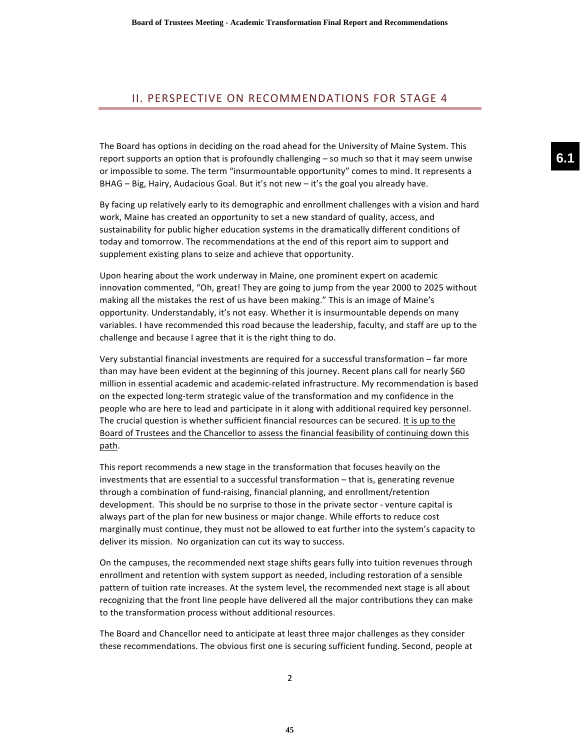## II. PERSPECTIVE ON RECOMMENDATIONS FOR STAGE 4

The Board has options in deciding on the road ahead for the University of Maine System. This report supports an option that is profoundly challenging – so much so that it may seem unwise or impossible to some. The term "insurmountable opportunity" comes to mind. It represents a BHAG – Big, Hairy, Audacious Goal. But it's not new – it's the goal you already have.

By facing up relatively early to its demographic and enrollment challenges with a vision and hard work, Maine has created an opportunity to set a new standard of quality, access, and sustainability for public higher education systems in the dramatically different conditions of today and tomorrow. The recommendations at the end of this report aim to support and supplement existing plans to seize and achieve that opportunity.

Upon hearing about the work underway in Maine, one prominent expert on academic innovation commented, "Oh, great! They are going to jump from the year 2000 to 2025 without making all the mistakes the rest of us have been making." This is an image of Maine's opportunity. Understandably, it's not easy. Whether it is insurmountable depends on many variables. I have recommended this road because the leadership, faculty, and staff are up to the challenge and because I agree that it is the right thing to do.

Very substantial financial investments are required for a successful transformation – far more than may have been evident at the beginning of this journey. Recent plans call for nearly $60 million in essential academic and academic-related infrastructure. My recommendation is based on the expected long-term strategic value of the transformation and my confidence in the people who are here to lead and participate in it along with additional required key personnel. The crucial question is whether sufficient financial resources can be secured. <u>It is up to the Board of Trustees and the Chancellor to assess the financial feasibility of continuing down this path</u>.

This report recommends a new stage in the transformation that focuses heavily on the investments that are essential to a successful transformation – that is, generating revenue through a combination of fund-raising, financial planning, and enrollment/retention development. This should be no surprise to those in the private sector - venture capital is always part of the plan for new business or major change. While efforts to reduce cost marginally must continue, they must not be allowed to eat further into the system's capacity to deliver its mission. No organization can cut its way to success.

On the campuses, the recommended next stage shifts gears fully into tuition revenues through enrollment and retention with system support as needed, including restoration of a sensible pattern of tuition rate increases. At the system level, the recommended next stage is all about recognizing that the front line people have delivered all the major contributions they can make to the transformation process without additional resources.

The Board and Chancellor need to anticipate at least three major challenges as they consider these recommendations. The obvious first one is securing sufficient funding. Second, people at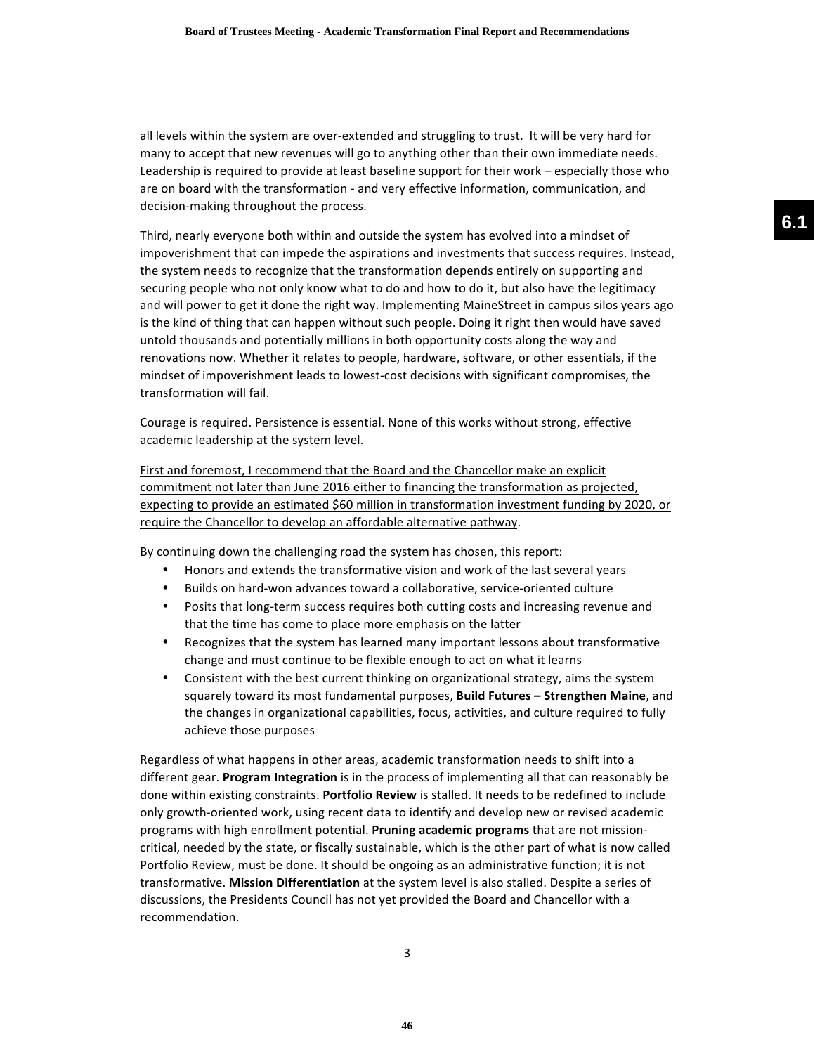all levels within the system are over-extended and struggling to trust. It will be very hard for many to accept that new revenues will go to anything other than their own immediate needs. Leadership is required to provide at least baseline support for their work – especially those who are on board with the transformation - and very effective information, communication, and decision-making throughout the process.

Third, nearly everyone both within and outside the system has evolved into a mindset of impoverishment that can impede the aspirations and investments that success requires. Instead, the system needs to recognize that the transformation depends entirely on supporting and securing people who not only know what to do and how to do it, but also have the legitimacy and will power to get it done the right way. Implementing MaineStreet in campus silos years ago is the kind of thing that can happen without such people. Doing it right then would have saved untold thousands and potentially millions in both opportunity costs along the way and renovations now. Whether it relates to people, hardware, software, or other essentials, if the mindset of impoverishment leads to lowest-cost decisions with significant compromises, the transformation will fail.

Courage is required. Persistence is essential. None of this works without strong, effective academic leadership at the system level.

<u>First and foremost, I recommend that the Board and the Chancellor make an explicit commitment not later than June 2016 either to financing the transformation as projected, expecting to provide an estimated $60 million in transformation investment funding by 2020, or require the Chancellor to develop an affordable alternative pathway</u>.

By continuing down the challenging road the system has chosen, this report:

- Honors and extends the transformative vision and work of the last several years
- Builds on hard-won advances toward a collaborative, service-oriented culture
- Posits that long-term success requires both cutting costs and increasing revenue and that the time has come to place more emphasis on the latter
- Recognizes that the system has learned many important lessons about transformative change and must continue to be flexible enough to act on what it learns
- Consistent with the best current thinking on organizational strategy, aims the system squarely toward its most fundamental purposes, **Build Futures – Strengthen Maine**, and the changes in organizational capabilities, focus, activities, and culture required to fully achieve those purposes

Regardless of what happens in other areas, academic transformation needs to shift into a different gear. **Program Integration** is in the process of implementing all that can reasonably be done within existing constraints. **Portfolio Review** is stalled. It needs to be redefined to include only growth-oriented work, using recent data to identify and develop new or revised academic programs with high enrollment potential. **Pruning academic programs** that are not mission-critical, needed by the state, or fiscally sustainable, which is the other part of what is now called Portfolio Review, must be done. It should be ongoing as an administrative function; it is not transformative. **Mission Differentiation** at the system level is also stalled. Despite a series of discussions, the Presidents Council has not yet provided the Board and Chancellor with a recommendation.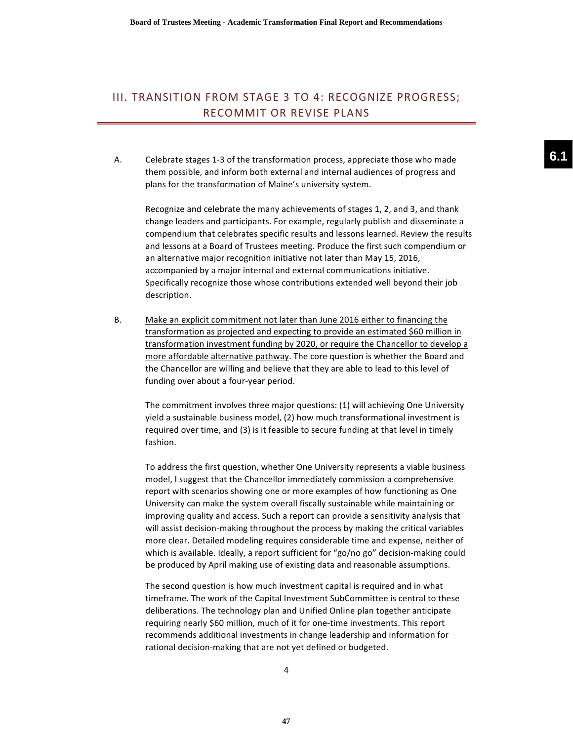## III. TRANSITION FROM STAGE 3 TO 4: RECOGNIZE PROGRESS; RECOMMIT OR REVISE PLANS

A. Celebrate stages 1-3 of the transformation process, appreciate those who made them possible, and inform both external and internal audiences of progress and plans for the transformation of Maine's university system.

Recognize and celebrate the many achievements of stages 1, 2, and 3, and thank change leaders and participants. For example, regularly publish and disseminate a compendium that celebrates specific results and lessons learned. Review the results and lessons at a Board of Trustees meeting. Produce the first such compendium or an alternative major recognition initiative not later than May 15, 2016, accompanied by a major internal and external communications initiative. Specifically recognize those whose contributions extended well beyond their job description.

B. <u>Make an explicit commitment not later than June 2016 either to financing the transformation as projected and expecting to provide an estimated $60 million in transformation investment funding by 2020, or require the Chancellor to develop a more affordable alternative pathway</u>. The core question is whether the Board and the Chancellor are willing and believe that they are able to lead to this level of funding over about a four-year period.

The commitment involves three major questions: (1) will achieving One University yield a sustainable business model, (2) how much transformational investment is required over time, and (3) is it feasible to secure funding at that level in timely fashion.

To address the first question, whether One University represents a viable business model, I suggest that the Chancellor immediately commission a comprehensive report with scenarios showing one or more examples of how functioning as One University can make the system overall fiscally sustainable while maintaining or improving quality and access. Such a report can provide a sensitivity analysis that will assist decision-making throughout the process by making the critical variables more clear. Detailed modeling requires considerable time and expense, neither of which is available. Ideally, a report sufficient for "go/no go" decision-making could be produced by April making use of existing data and reasonable assumptions.

The second question is how much investment capital is required and in what timeframe. The work of the Capital Investment SubCommittee is central to these deliberations. The technology plan and Unified Online plan together anticipate requiring nearly $60 million, much of it for one-time investments. This report recommends additional investments in change leadership and information for rational decision-making that are not yet defined or budgeted.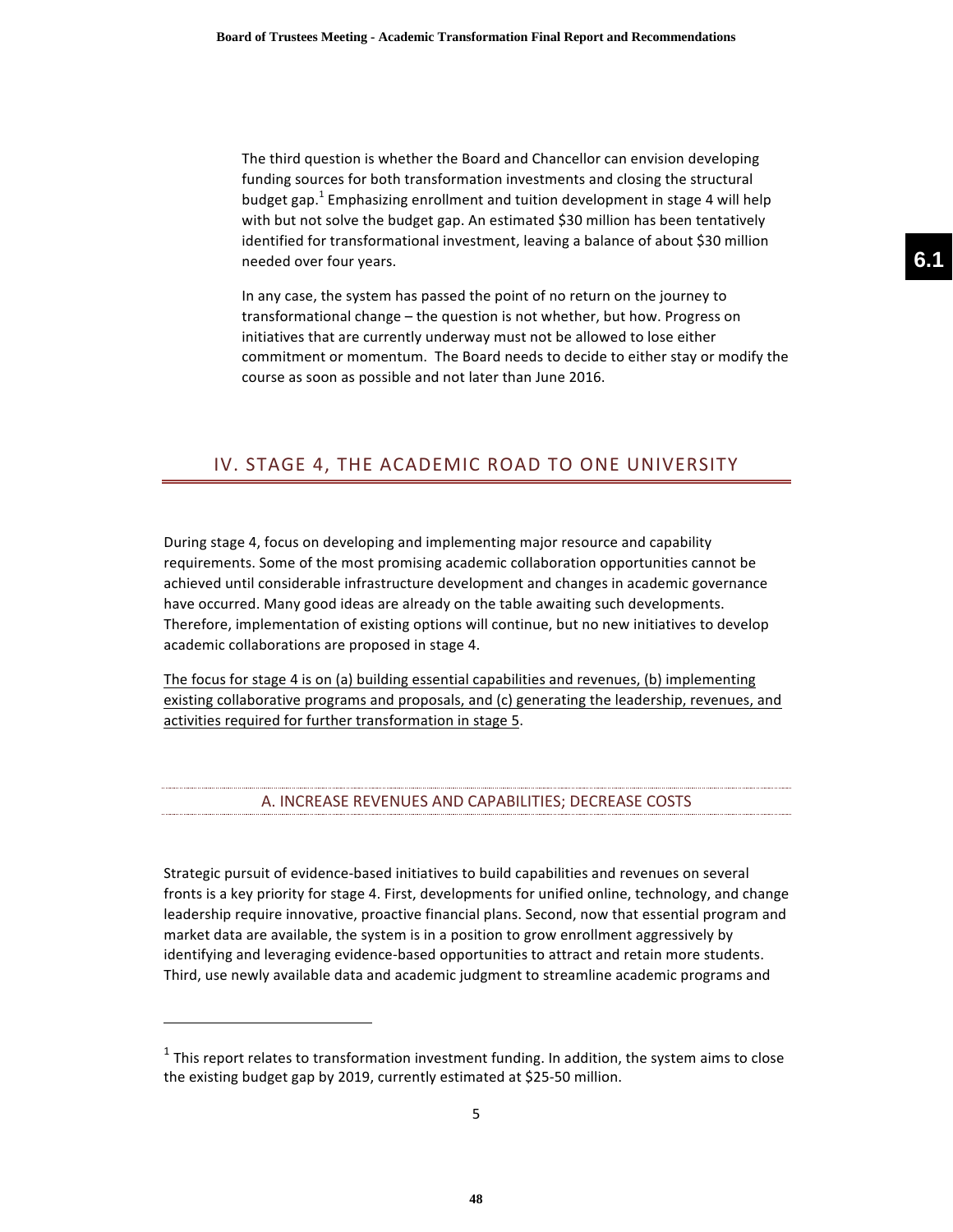The third question is whether the Board and Chancellor can envision developing funding sources for both transformation investments and closing the structural budget gap.[1] Emphasizing enrollment and tuition development in stage 4 will help with but not solve the budget gap. An estimated $30 million has been tentatively identified for transformational investment, leaving a balance of about $30 million needed over four years.

In any case, the system has passed the point of no return on the journey to transformational change – the question is not whether, but how. Progress on initiatives that are currently underway must not be allowed to lose either commitment or momentum. The Board needs to decide to either stay or modify the course as soon as possible and not later than June 2016.

## IV. STAGE 4, THE ACADEMIC ROAD TO ONE UNIVERSITY

During stage 4, focus on developing and implementing major resource and capability requirements. Some of the most promising academic collaboration opportunities cannot be achieved until considerable infrastructure development and changes in academic governance have occurred. Many good ideas are already on the table awaiting such developments. Therefore, implementation of existing options will continue, but no new initiatives to develop academic collaborations are proposed in stage 4.

<u>The focus for stage 4 is on (a) building essential capabilities and revenues, (b) implementing existing collaborative programs and proposals, and (c) generating the leadership, revenues, and activities required for further transformation in stage 5</u>.

### A. INCREASE REVENUES AND CAPABILITIES; DECREASE COSTS

Strategic pursuit of evidence-based initiatives to build capabilities and revenues on several fronts is a key priority for stage 4. First, developments for unified online, technology, and change leadership require innovative, proactive financial plans. Second, now that essential program and market data are available, the system is in a position to grow enrollment aggressively by identifying and leveraging evidence-based opportunities to attract and retain more students. Third, use newly available data and academic judgment to streamline academic programs and

---

[1] This report relates to transformation investment funding. In addition, the system aims to close the existing budget gap by 2019, currently estimated at $25-50 million.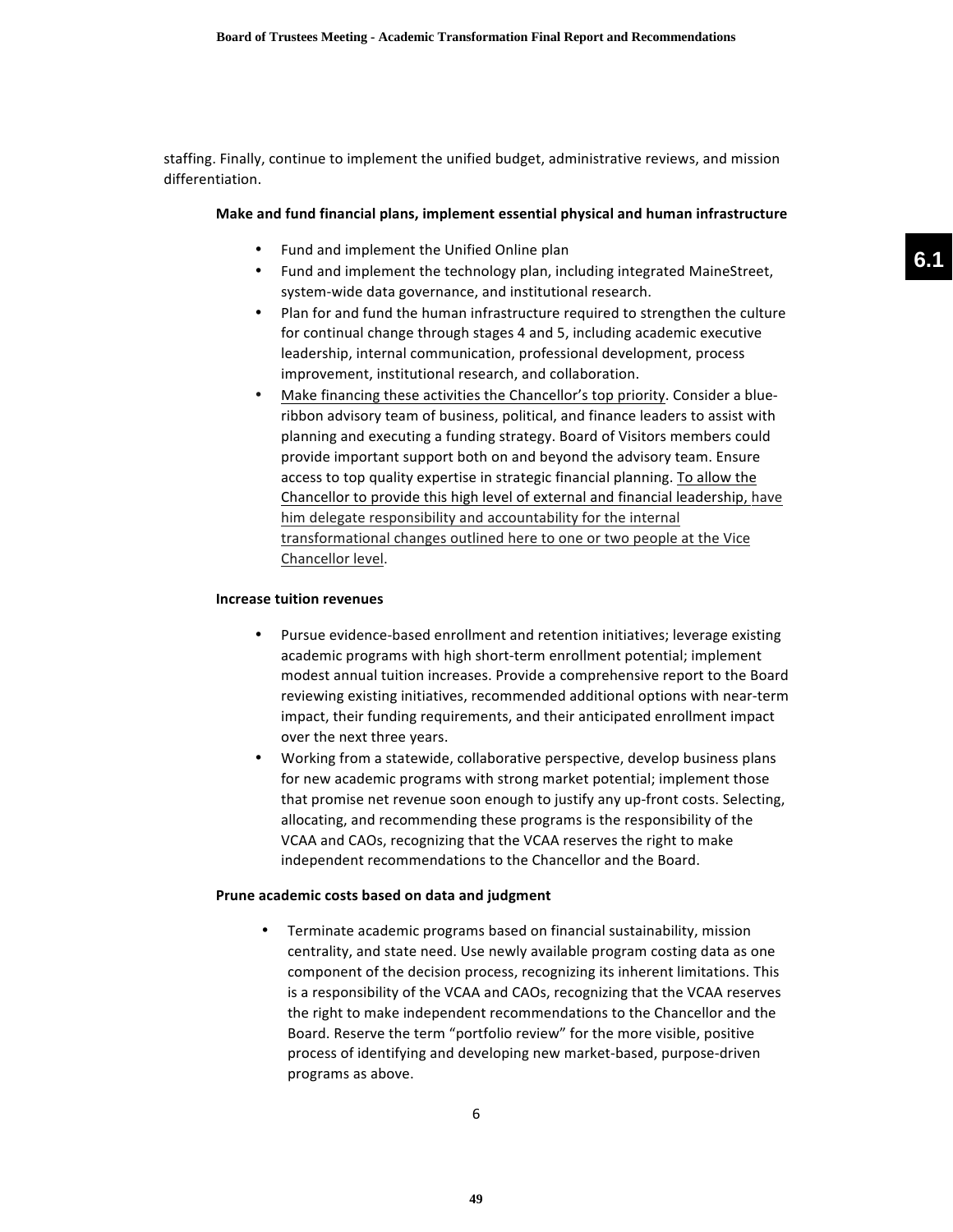staffing. Finally, continue to implement the unified budget, administrative reviews, and mission differentiation.

**Make and fund financial plans, implement essential physical and human infrastructure**

- Fund and implement the Unified Online plan
- Fund and implement the technology plan, including integrated MaineStreet, system-wide data governance, and institutional research.
- Plan for and fund the human infrastructure required to strengthen the culture for continual change through stages 4 and 5, including academic executive leadership, internal communication, professional development, process improvement, institutional research, and collaboration.
- <u>Make financing these activities the Chancellor's top priority</u>. Consider a blue-ribbon advisory team of business, political, and finance leaders to assist with planning and executing a funding strategy. Board of Visitors members could provide important support both on and beyond the advisory team. Ensure access to top quality expertise in strategic financial planning. <u>To allow the Chancellor to provide this high level of external and financial leadership, have him delegate responsibility and accountability for the internal transformational changes outlined here to one or two people at the Vice Chancellor level</u>.

**Increase tuition revenues**

- Pursue evidence-based enrollment and retention initiatives; leverage existing academic programs with high short-term enrollment potential; implement modest annual tuition increases. Provide a comprehensive report to the Board reviewing existing initiatives, recommended additional options with near-term impact, their funding requirements, and their anticipated enrollment impact over the next three years.
- Working from a statewide, collaborative perspective, develop business plans for new academic programs with strong market potential; implement those that promise net revenue soon enough to justify any up-front costs. Selecting, allocating, and recommending these programs is the responsibility of the VCAA and CAOs, recognizing that the VCAA reserves the right to make independent recommendations to the Chancellor and the Board.

**Prune academic costs based on data and judgment**

- Terminate academic programs based on financial sustainability, mission centrality, and state need. Use newly available program costing data as one component of the decision process, recognizing its inherent limitations. This is a responsibility of the VCAA and CAOs, recognizing that the VCAA reserves the right to make independent recommendations to the Chancellor and the Board. Reserve the term "portfolio review" for the more visible, positive process of identifying and developing new market-based, purpose-driven programs as above.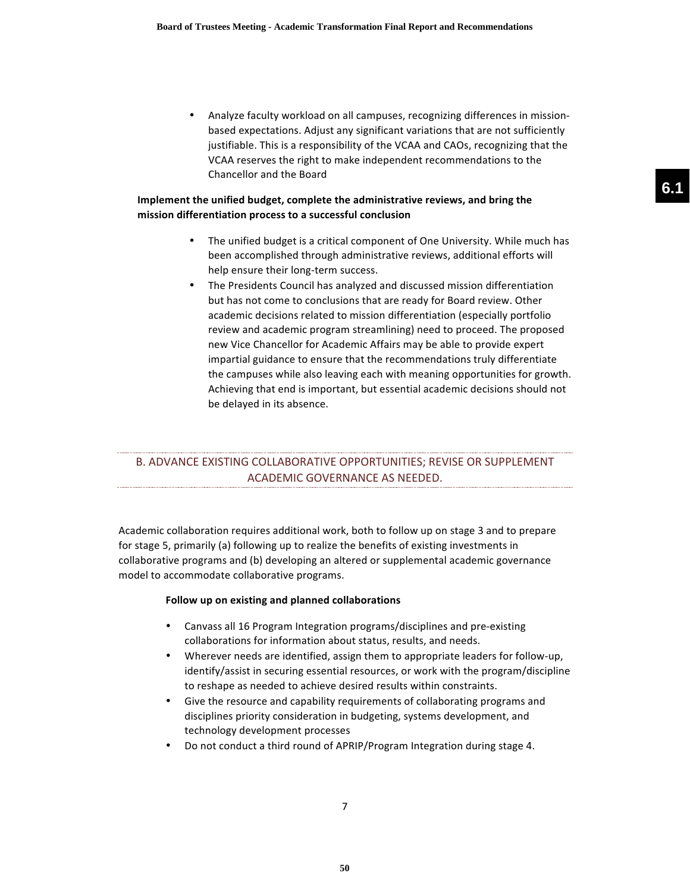- Analyze faculty workload on all campuses, recognizing differences in mission-based expectations. Adjust any significant variations that are not sufficiently justifiable. This is a responsibility of the VCAA and CAOs, recognizing that the VCAA reserves the right to make independent recommendations to the Chancellor and the Board

**Implement the unified budget, complete the administrative reviews, and bring the mission differentiation process to a successful conclusion**

- The unified budget is a critical component of One University. While much has been accomplished through administrative reviews, additional efforts will help ensure their long-term success.
- The Presidents Council has analyzed and discussed mission differentiation but has not come to conclusions that are ready for Board review. Other academic decisions related to mission differentiation (especially portfolio review and academic program streamlining) need to proceed. The proposed new Vice Chancellor for Academic Affairs may be able to provide expert impartial guidance to ensure that the recommendations truly differentiate the campuses while also leaving each with meaning opportunities for growth. Achieving that end is important, but essential academic decisions should not be delayed in its absence.

## B. ADVANCE EXISTING COLLABORATIVE OPPORTUNITIES; REVISE OR SUPPLEMENT ACADEMIC GOVERNANCE AS NEEDED.

Academic collaboration requires additional work, both to follow up on stage 3 and to prepare for stage 5, primarily (a) following up to realize the benefits of existing investments in collaborative programs and (b) developing an altered or supplemental academic governance model to accommodate collaborative programs.

**Follow up on existing and planned collaborations**

- Canvass all 16 Program Integration programs/disciplines and pre-existing collaborations for information about status, results, and needs.
- Wherever needs are identified, assign them to appropriate leaders for follow-up, identify/assist in securing essential resources, or work with the program/discipline to reshape as needed to achieve desired results within constraints.
- Give the resource and capability requirements of collaborating programs and disciplines priority consideration in budgeting, systems development, and technology development processes
- Do not conduct a third round of APRIP/Program Integration during stage 4.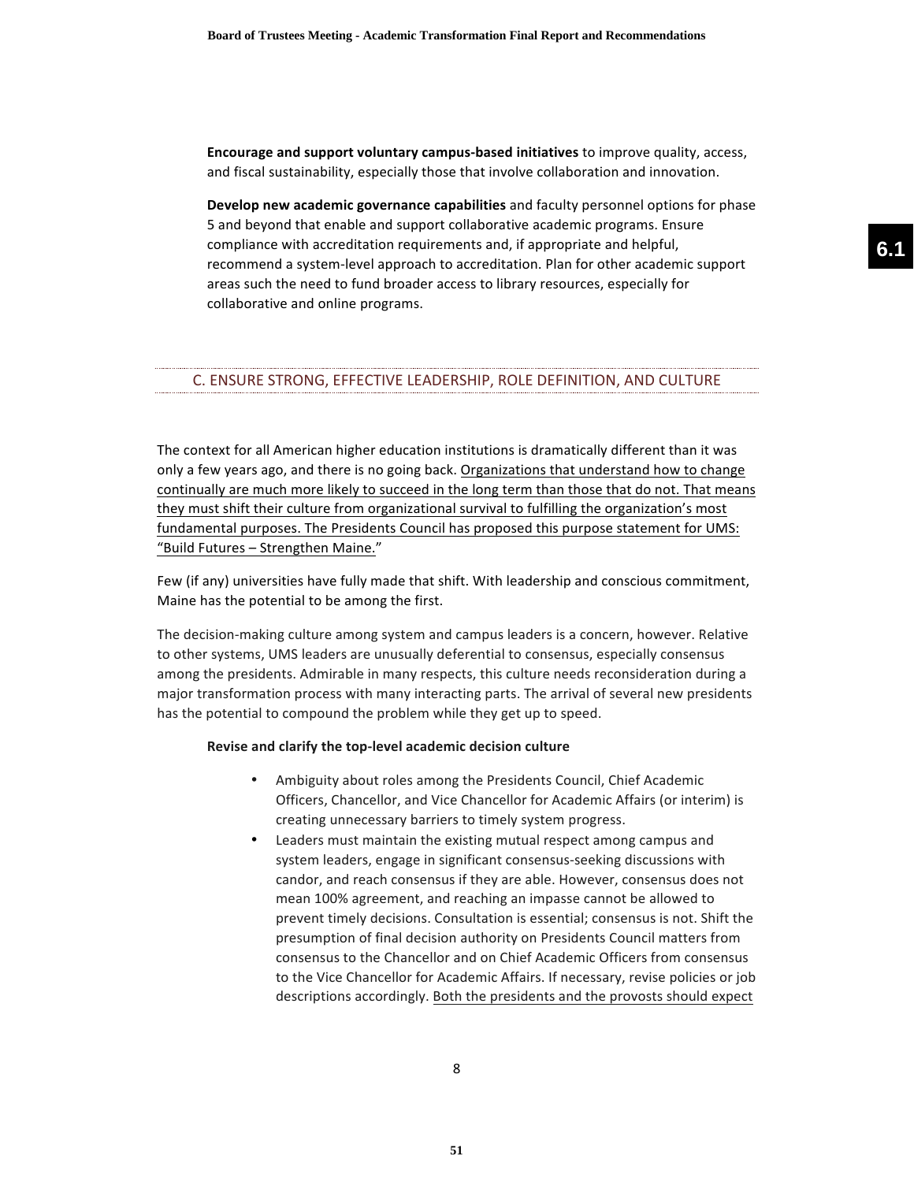**Encourage and support voluntary campus-based initiatives** to improve quality, access, and fiscal sustainability, especially those that involve collaboration and innovation.

**Develop new academic governance capabilities** and faculty personnel options for phase 5 and beyond that enable and support collaborative academic programs. Ensure compliance with accreditation requirements and, if appropriate and helpful, recommend a system-level approach to accreditation. Plan for other academic support areas such the need to fund broader access to library resources, especially for collaborative and online programs.

## C. ENSURE STRONG, EFFECTIVE LEADERSHIP, ROLE DEFINITION, AND CULTURE

The context for all American higher education institutions is dramatically different than it was only a few years ago, and there is no going back. Organizations that understand how to change continually are much more likely to succeed in the long term than those that do not. That means they must shift their culture from organizational survival to fulfilling the organization's most fundamental purposes. The Presidents Council has proposed this purpose statement for UMS: "Build Futures – Strengthen Maine."

Few (if any) universities have fully made that shift. With leadership and conscious commitment, Maine has the potential to be among the first.

The decision-making culture among system and campus leaders is a concern, however. Relative to other systems, UMS leaders are unusually deferential to consensus, especially consensus among the presidents. Admirable in many respects, this culture needs reconsideration during a major transformation process with many interacting parts. The arrival of several new presidents has the potential to compound the problem while they get up to speed.

**Revise and clarify the top-level academic decision culture**

- Ambiguity about roles among the Presidents Council, Chief Academic Officers, Chancellor, and Vice Chancellor for Academic Affairs (or interim) is creating unnecessary barriers to timely system progress.
- Leaders must maintain the existing mutual respect among campus and system leaders, engage in significant consensus-seeking discussions with candor, and reach consensus if they are able. However, consensus does not mean 100% agreement, and reaching an impasse cannot be allowed to prevent timely decisions. Consultation is essential; consensus is not. Shift the presumption of final decision authority on Presidents Council matters from consensus to the Chancellor and on Chief Academic Officers from consensus to the Vice Chancellor for Academic Affairs. If necessary, revise policies or job descriptions accordingly. Both the presidents and the provosts should expect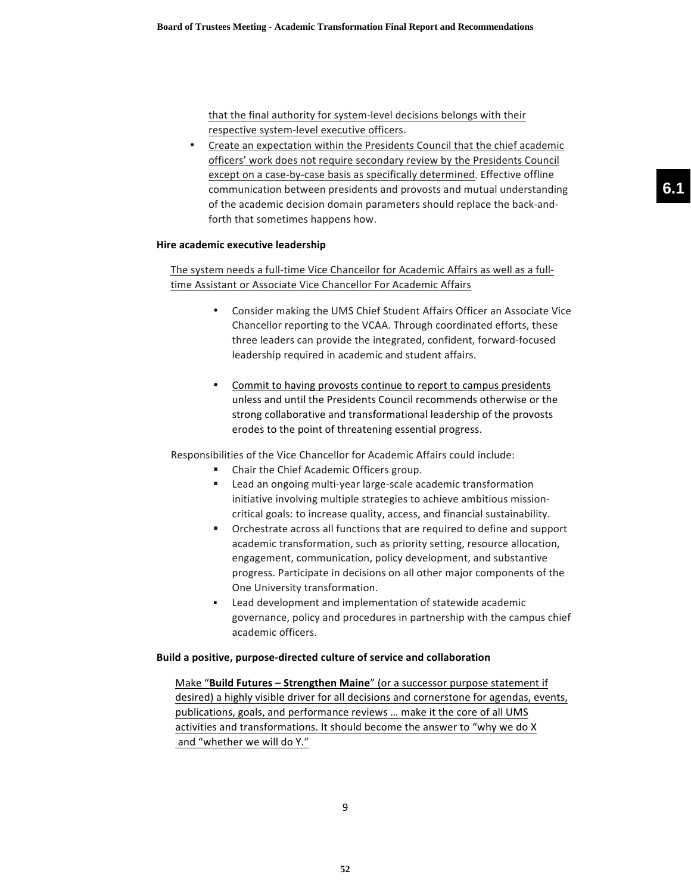that the final authority for system-level decisions belongs with their respective system-level executive officers.

- Create an expectation within the Presidents Council that the chief academic officers' work does not require secondary review by the Presidents Council except on a case-by-case basis as specifically determined. Effective offline communication between presidents and provosts and mutual understanding of the academic decision domain parameters should replace the back-and-forth that sometimes happens how.

**Hire academic executive leadership**

The system needs a full-time Vice Chancellor for Academic Affairs as well as a full-time Assistant or Associate Vice Chancellor For Academic Affairs

- Consider making the UMS Chief Student Affairs Officer an Associate Vice Chancellor reporting to the VCAA. Through coordinated efforts, these three leaders can provide the integrated, confident, forward-focused leadership required in academic and student affairs.

- Commit to having provosts continue to report to campus presidents unless and until the Presidents Council recommends otherwise or the strong collaborative and transformational leadership of the provosts erodes to the point of threatening essential progress.

Responsibilities of the Vice Chancellor for Academic Affairs could include:

- Chair the Chief Academic Officers group.
- Lead an ongoing multi-year large-scale academic transformation initiative involving multiple strategies to achieve ambitious mission-critical goals: to increase quality, access, and financial sustainability.
- Orchestrate across all functions that are required to define and support academic transformation, such as priority setting, resource allocation, engagement, communication, policy development, and substantive progress. Participate in decisions on all other major components of the One University transformation.
- Lead development and implementation of statewide academic governance, policy and procedures in partnership with the campus chief academic officers.

**Build a positive, purpose-directed culture of service and collaboration**

Make "**Build Futures – Strengthen Maine**" (or a successor purpose statement if desired) a highly visible driver for all decisions and cornerstone for agendas, events, publications, goals, and performance reviews … make it the core of all UMS activities and transformations. It should become the answer to "why we do X and "whether we will do Y."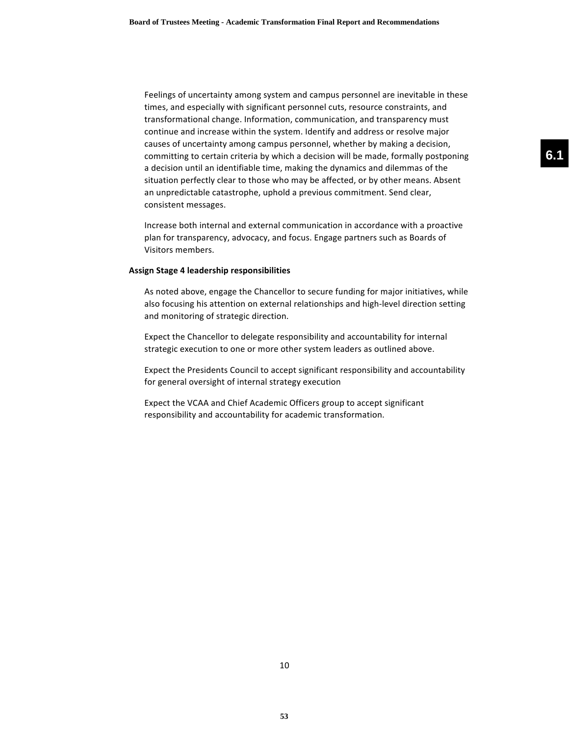Feelings of uncertainty among system and campus personnel are inevitable in these times, and especially with significant personnel cuts, resource constraints, and transformational change. Information, communication, and transparency must continue and increase within the system. Identify and address or resolve major causes of uncertainty among campus personnel, whether by making a decision, committing to certain criteria by which a decision will be made, formally postponing a decision until an identifiable time, making the dynamics and dilemmas of the situation perfectly clear to those who may be affected, or by other means. Absent an unpredictable catastrophe, uphold a previous commitment. Send clear, consistent messages.

Increase both internal and external communication in accordance with a proactive plan for transparency, advocacy, and focus. Engage partners such as Boards of Visitors members.

**Assign Stage 4 leadership responsibilities**

As noted above, engage the Chancellor to secure funding for major initiatives, while also focusing his attention on external relationships and high-level direction setting and monitoring of strategic direction.

Expect the Chancellor to delegate responsibility and accountability for internal strategic execution to one or more other system leaders as outlined above.

Expect the Presidents Council to accept significant responsibility and accountability for general oversight of internal strategy execution

Expect the VCAA and Chief Academic Officers group to accept significant responsibility and accountability for academic transformation.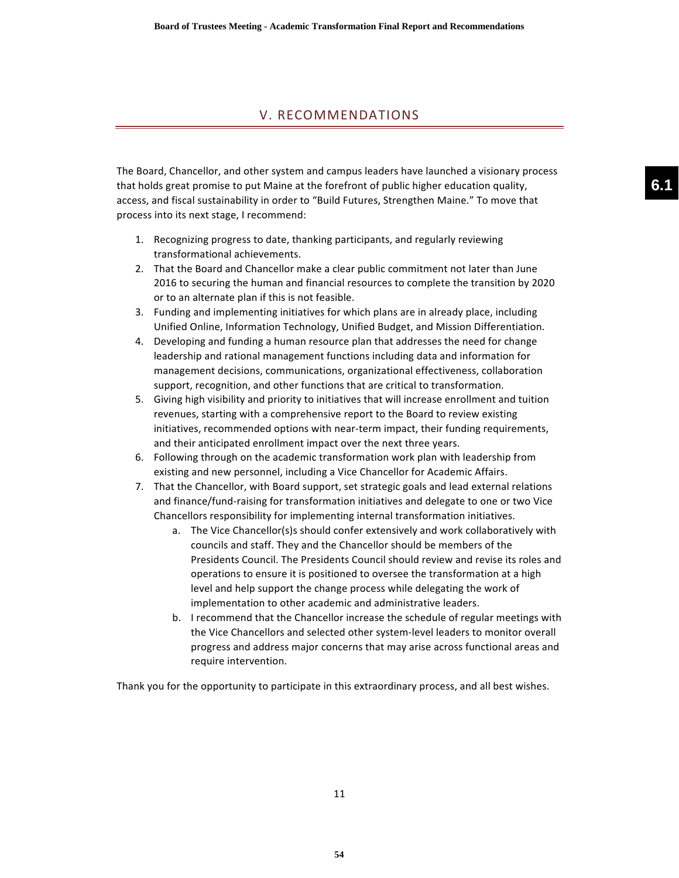## V. RECOMMENDATIONS

The Board, Chancellor, and other system and campus leaders have launched a visionary process that holds great promise to put Maine at the forefront of public higher education quality, access, and fiscal sustainability in order to "Build Futures, Strengthen Maine." To move that process into its next stage, I recommend:

1. Recognizing progress to date, thanking participants, and regularly reviewing transformational achievements.
2. That the Board and Chancellor make a clear public commitment not later than June 2016 to securing the human and financial resources to complete the transition by 2020 or to an alternate plan if this is not feasible.
3. Funding and implementing initiatives for which plans are in already place, including Unified Online, Information Technology, Unified Budget, and Mission Differentiation.
4. Developing and funding a human resource plan that addresses the need for change leadership and rational management functions including data and information for management decisions, communications, organizational effectiveness, collaboration support, recognition, and other functions that are critical to transformation.
5. Giving high visibility and priority to initiatives that will increase enrollment and tuition revenues, starting with a comprehensive report to the Board to review existing initiatives, recommended options with near-term impact, their funding requirements, and their anticipated enrollment impact over the next three years.
6. Following through on the academic transformation work plan with leadership from existing and new personnel, including a Vice Chancellor for Academic Affairs.
7. That the Chancellor, with Board support, set strategic goals and lead external relations and finance/fund-raising for transformation initiatives and delegate to one or two Vice Chancellors responsibility for implementing internal transformation initiatives.
    a. The Vice Chancellor(s)s should confer extensively and work collaboratively with councils and staff. They and the Chancellor should be members of the Presidents Council. The Presidents Council should review and revise its roles and operations to ensure it is positioned to oversee the transformation at a high level and help support the change process while delegating the work of implementation to other academic and administrative leaders.
    b. I recommend that the Chancellor increase the schedule of regular meetings with the Vice Chancellors and selected other system-level leaders to monitor overall progress and address major concerns that may arise across functional areas and require intervention.

Thank you for the opportunity to participate in this extraordinary process, and all best wishes.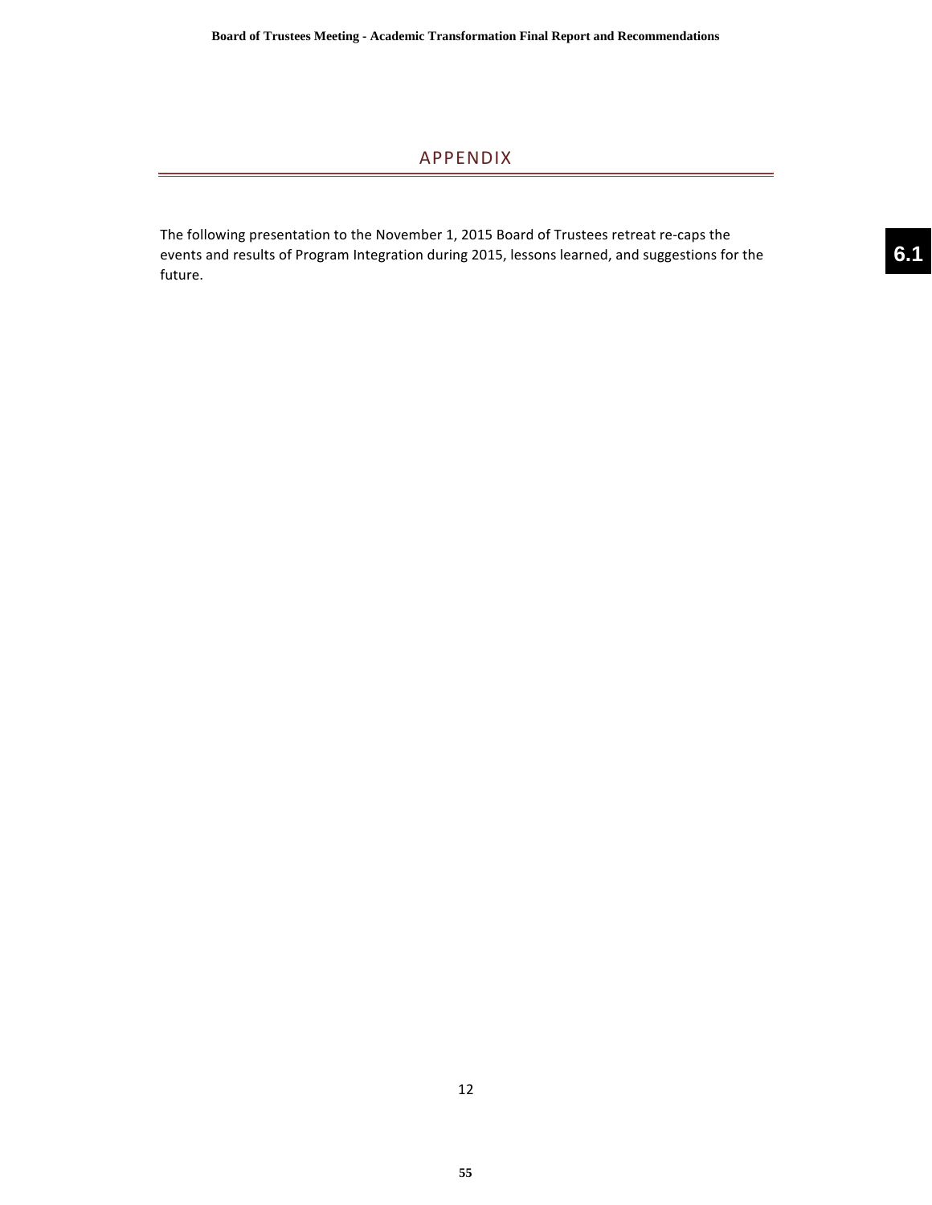## APPENDIX

The following presentation to the November 1, 2015 Board of Trustees retreat re-caps the events and results of Program Integration during 2015, lessons learned, and suggestions for the future.